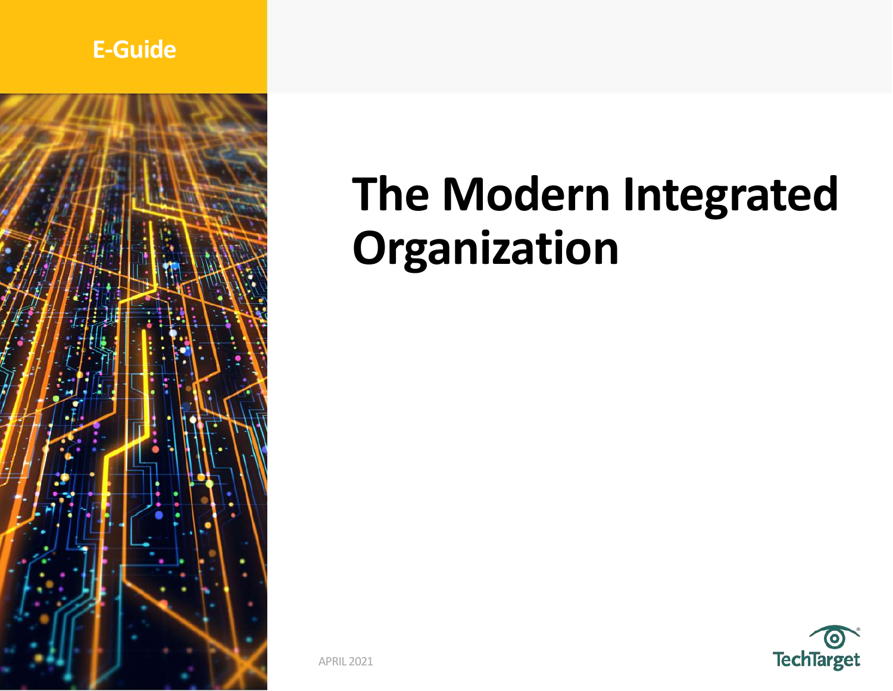E-Guide

# The Modern Integrated Organization

APRIL 2021

TechTarget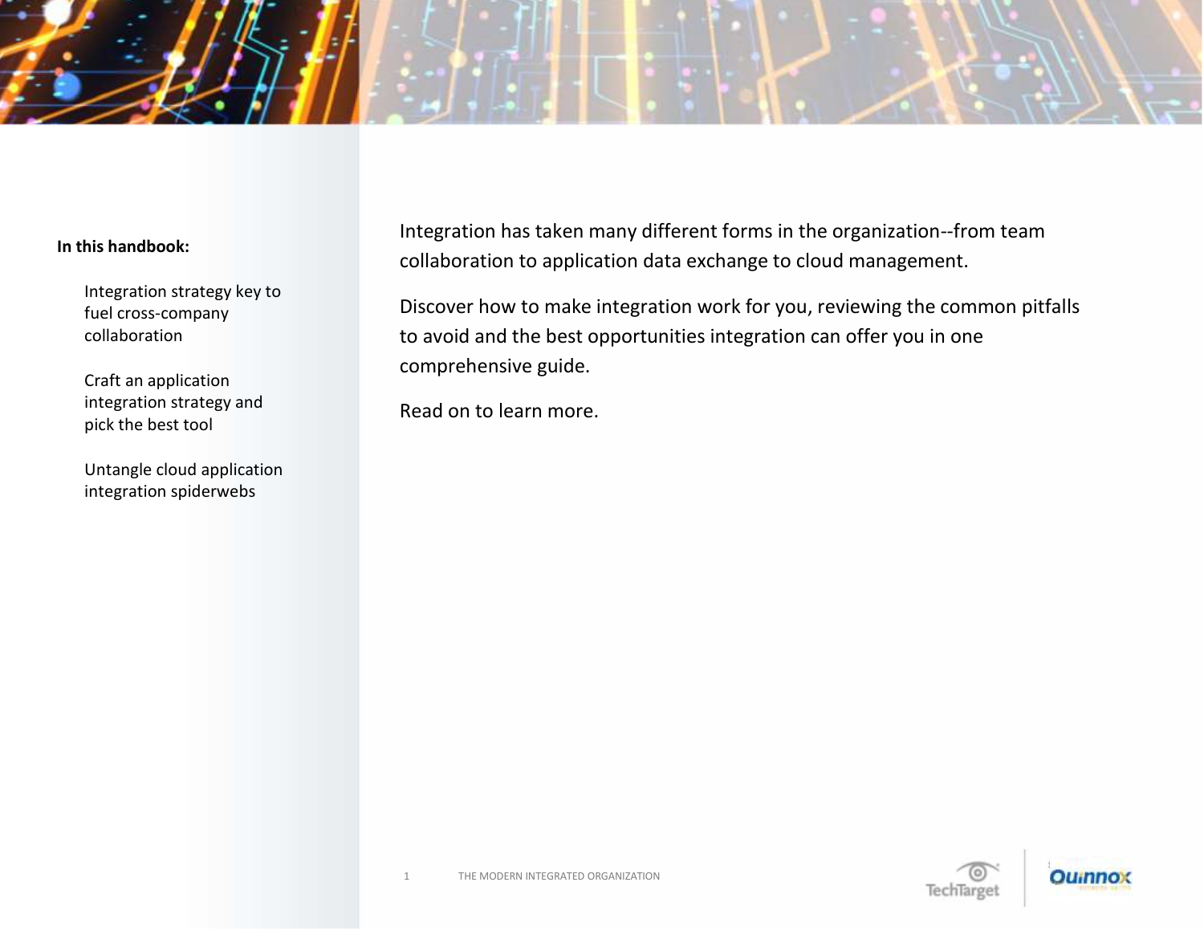**In this handbook:**

- Integration strategy key to fuel cross-company collaboration
- Craft an application integration strategy and pick the best tool
- Untangle cloud application integration spiderwebs

Integration has taken many different forms in the organization--from team collaboration to application data exchange to cloud management.

Discover how to make integration work for you, reviewing the common pitfalls to avoid and the best opportunities integration can offer you in one comprehensive guide.

Read on to learn more.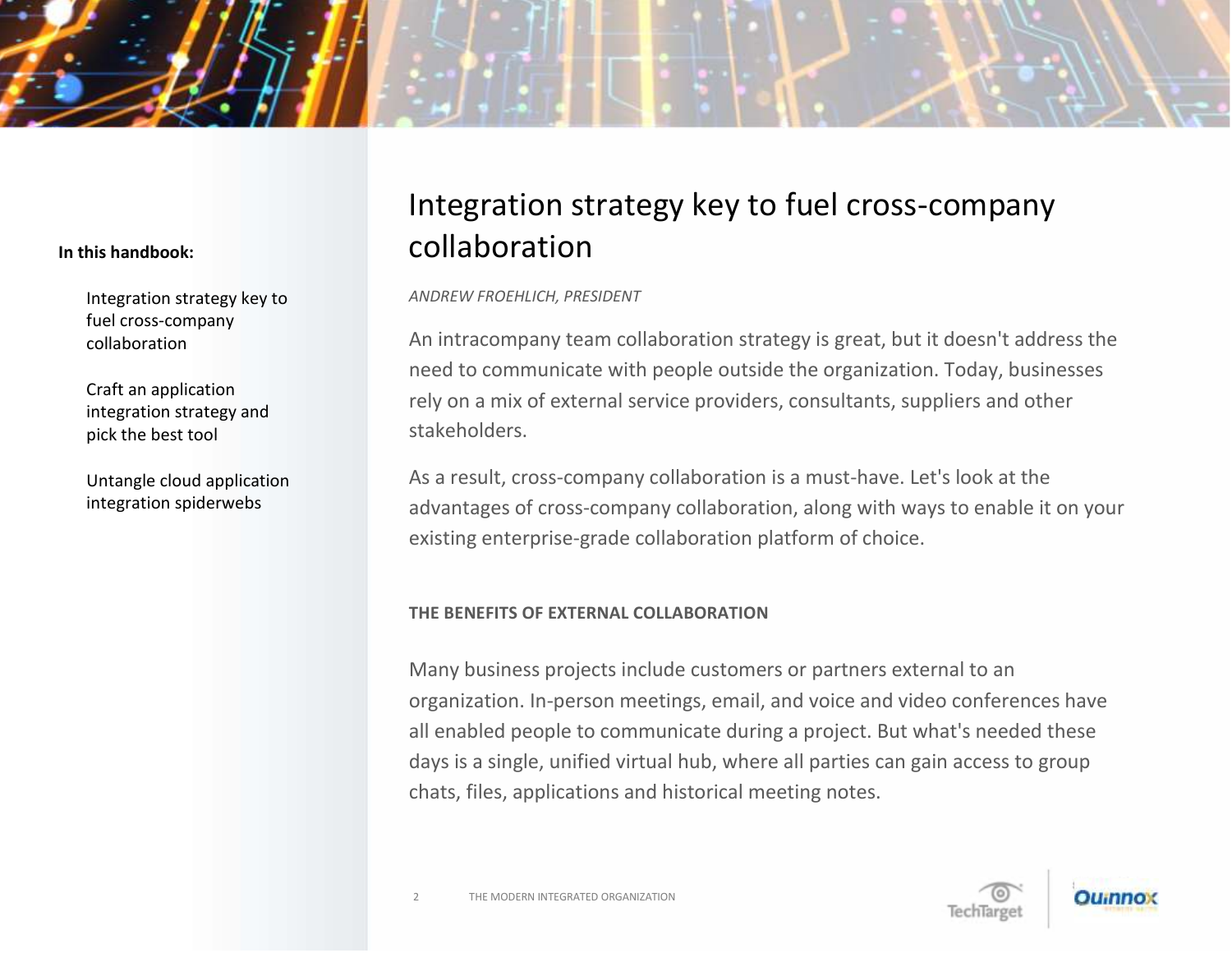In this handbook:

- Integration strategy key to fuel cross-company collaboration
- Craft an application integration strategy and pick the best tool
- Untangle cloud application integration spiderwebs

# Integration strategy key to fuel cross-company collaboration

*ANDREW FROEHLICH, PRESIDENT*

An intracompany team collaboration strategy is great, but it doesn't address the need to communicate with people outside the organization. Today, businesses rely on a mix of external service providers, consultants, suppliers and other stakeholders.

As a result, cross-company collaboration is a must-have. Let's look at the advantages of cross-company collaboration, along with ways to enable it on your existing enterprise-grade collaboration platform of choice.

## THE BENEFITS OF EXTERNAL COLLABORATION

Many business projects include customers or partners external to an organization. In-person meetings, email, and voice and video conferences have all enabled people to communicate during a project. But what's needed these days is a single, unified virtual hub, where all parties can gain access to group chats, files, applications and historical meeting notes.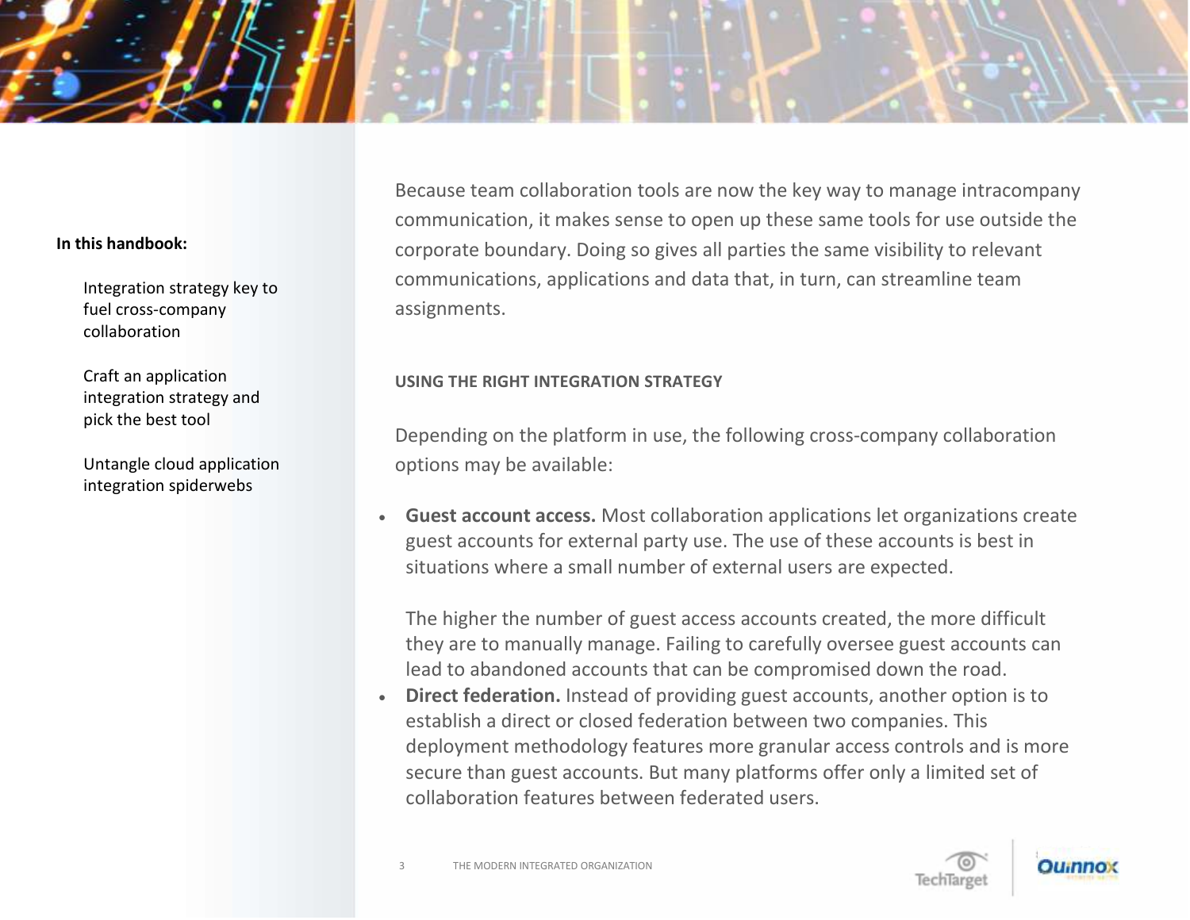Because team collaboration tools are now the key way to manage intracompany communication, it makes sense to open up these same tools for use outside the corporate boundary. Doing so gives all parties the same visibility to relevant communications, applications and data that, in turn, can streamline team assignments.

### USING THE RIGHT INTEGRATION STRATEGY

Depending on the platform in use, the following cross-company collaboration options may be available:

- **Guest account access.** Most collaboration applications let organizations create guest accounts for external party use. The use of these accounts is best in situations where a small number of external users are expected.

  The higher the number of guest access accounts created, the more difficult they are to manually manage. Failing to carefully oversee guest accounts can lead to abandoned accounts that can be compromised down the road.
- **Direct federation.** Instead of providing guest accounts, another option is to establish a direct or closed federation between two companies. This deployment methodology features more granular access controls and is more secure than guest accounts. But many platforms offer only a limited set of collaboration features between federated users.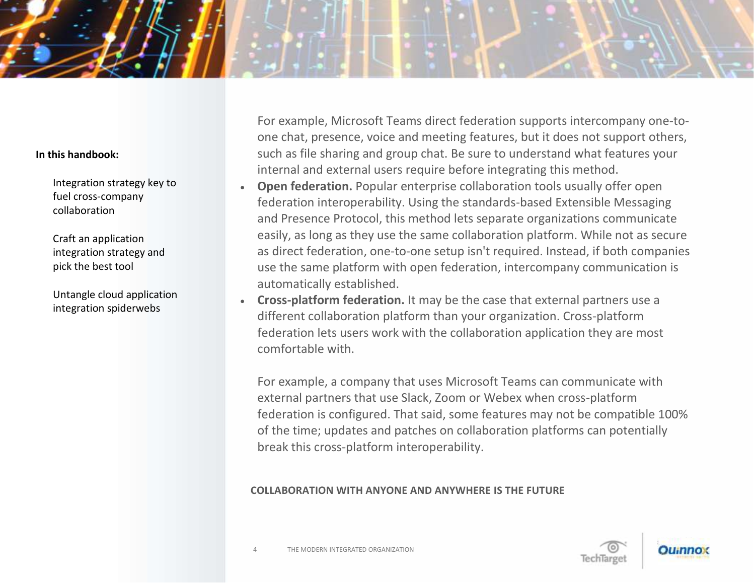For example, Microsoft Teams direct federation supports intercompany one-to-one chat, presence, voice and meeting features, but it does not support others, such as file sharing and group chat. Be sure to understand what features your internal and external users require before integrating this method.

- **Open federation.** Popular enterprise collaboration tools usually offer open federation interoperability. Using the standards-based Extensible Messaging and Presence Protocol, this method lets separate organizations communicate easily, as long as they use the same collaboration platform. While not as secure as direct federation, one-to-one setup isn't required. Instead, if both companies use the same platform with open federation, intercompany communication is automatically established.
- **Cross-platform federation.** It may be the case that external partners use a different collaboration platform than your organization. Cross-platform federation lets users work with the collaboration application they are most comfortable with.

  For example, a company that uses Microsoft Teams can communicate with external partners that use Slack, Zoom or Webex when cross-platform federation is configured. That said, some features may not be compatible 100% of the time; updates and patches on collaboration platforms can potentially break this cross-platform interoperability.

### COLLABORATION WITH ANYONE AND ANYWHERE IS THE FUTURE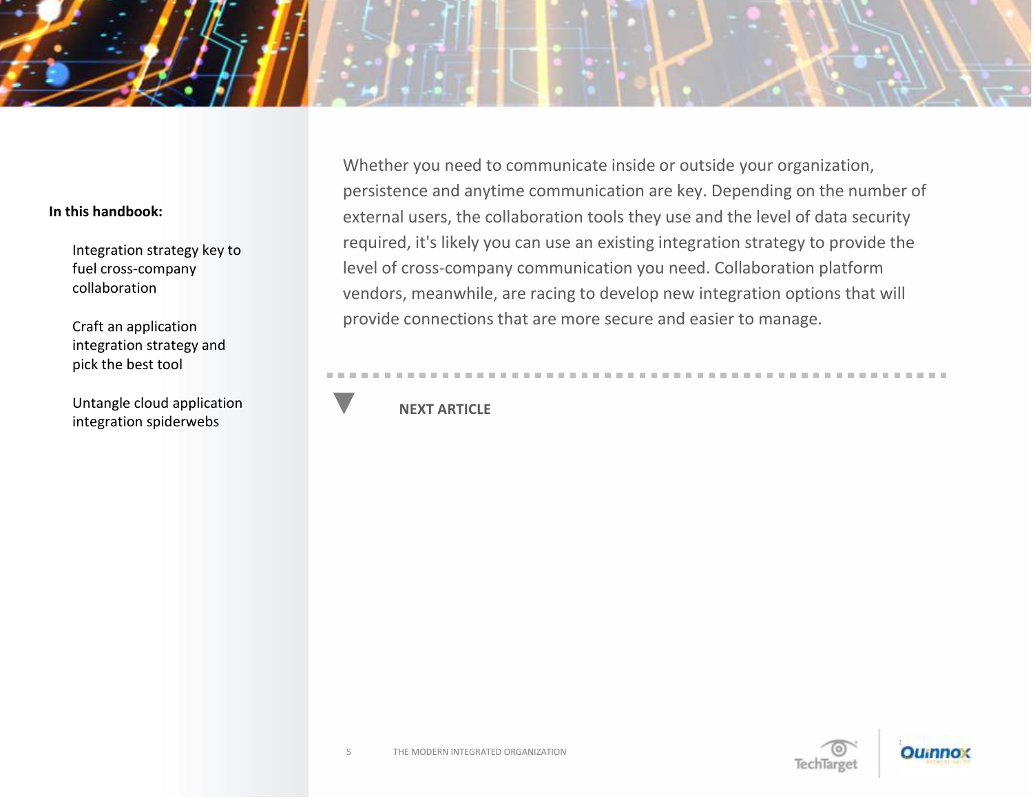**In this handbook:**

- Integration strategy key to fuel cross-company collaboration
- Craft an application integration strategy and pick the best tool
- Untangle cloud application integration spiderwebs

Whether you need to communicate inside or outside your organization, persistence and anytime communication are key. Depending on the number of external users, the collaboration tools they use and the level of data security required, it's likely you can use an existing integration strategy to provide the level of cross-company communication you need. Collaboration platform vendors, meanwhile, are racing to develop new integration options that will provide connections that are more secure and easier to manage.

**NEXT ARTICLE**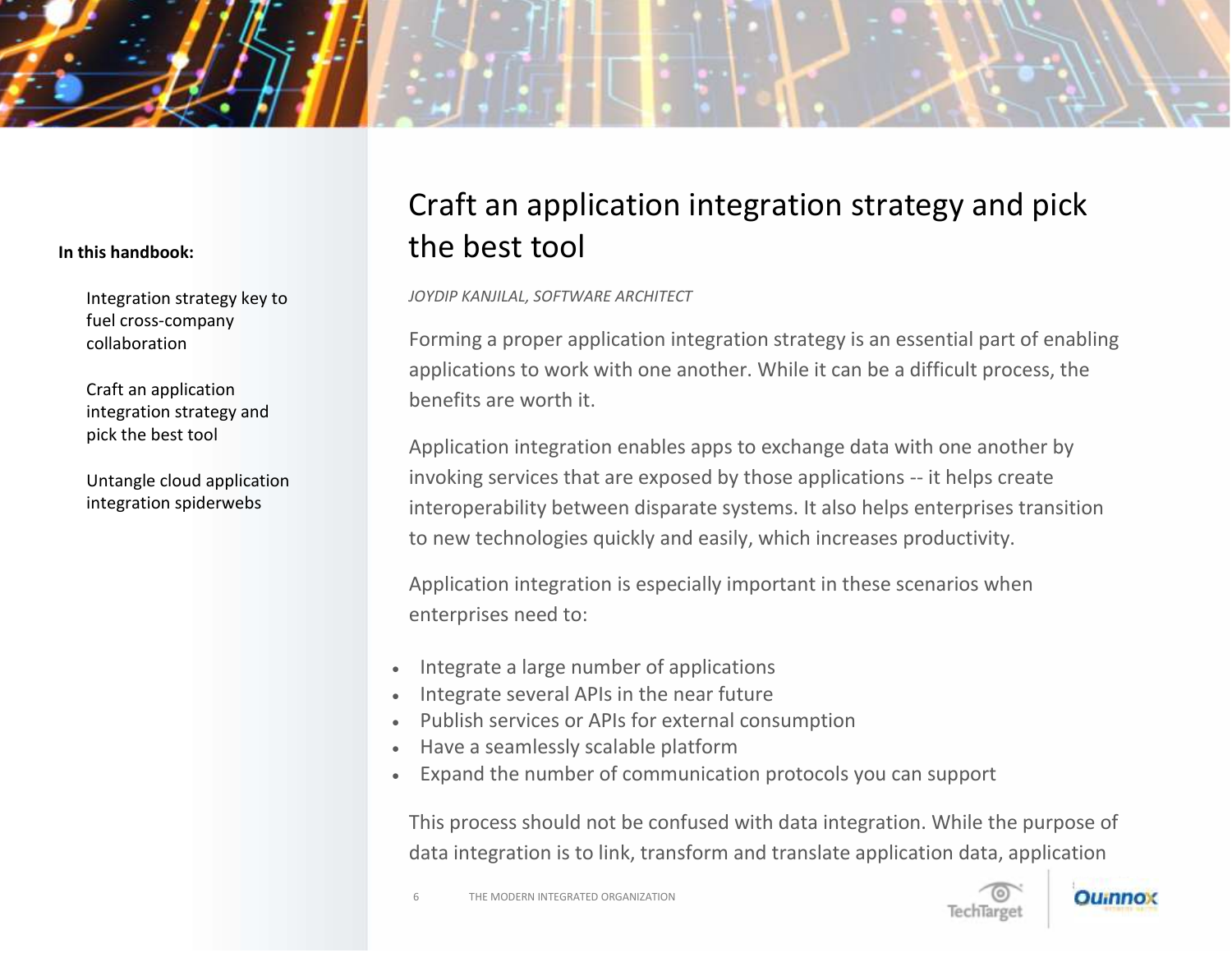# Craft an application integration strategy and pick the best tool

*JOYDIP KANJILAL, SOFTWARE ARCHITECT*

Forming a proper application integration strategy is an essential part of enabling applications to work with one another. While it can be a difficult process, the benefits are worth it.

Application integration enables apps to exchange data with one another by invoking services that are exposed by those applications -- it helps create interoperability between disparate systems. It also helps enterprises transition to new technologies quickly and easily, which increases productivity.

Application integration is especially important in these scenarios when enterprises need to:

- Integrate a large number of applications
- Integrate several APIs in the near future
- Publish services or APIs for external consumption
- Have a seamlessly scalable platform
- Expand the number of communication protocols you can support

This process should not be confused with data integration. While the purpose of data integration is to link, transform and translate application data, application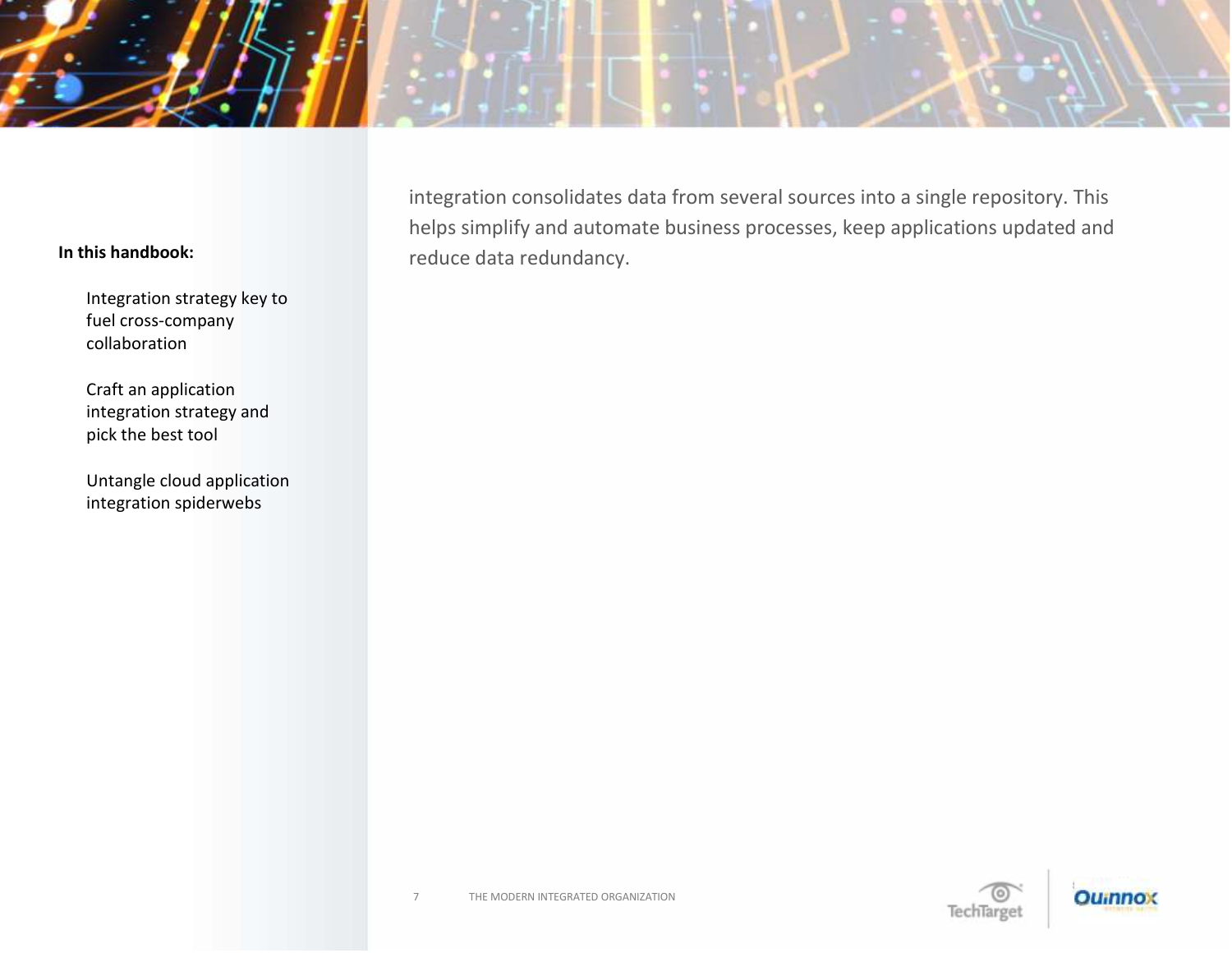In this handbook:

- Integration strategy key to fuel cross-company collaboration
- Craft an application integration strategy and pick the best tool
- Untangle cloud application integration spiderwebs

integration consolidates data from several sources into a single repository. This helps simplify and automate business processes, keep applications updated and reduce data redundancy.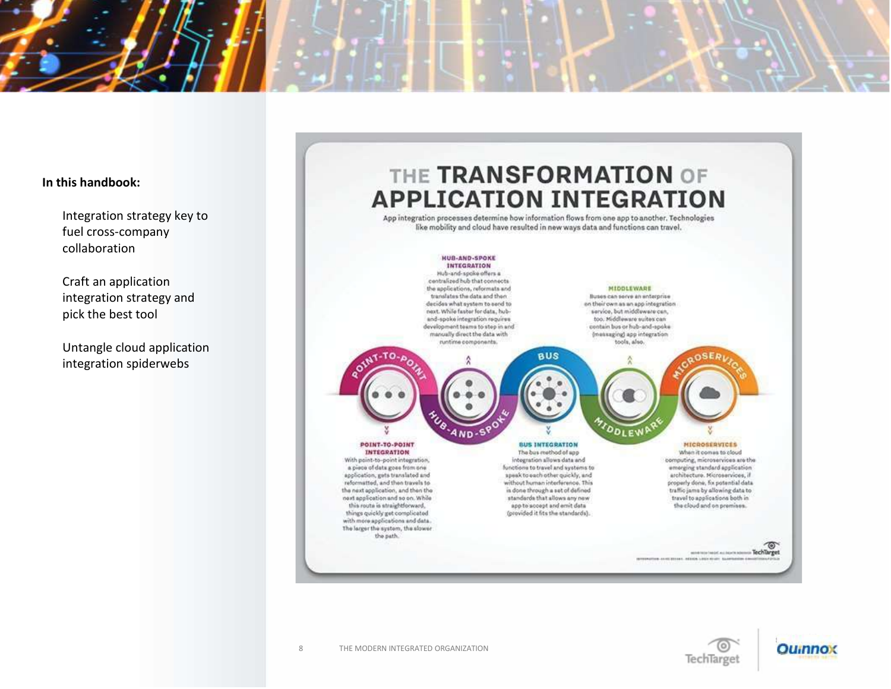**In this handbook:**

Integration strategy key to fuel cross-company collaboration

Craft an application integration strategy and pick the best tool

Untangle cloud application integration spiderwebs

# THE TRANSFORMATION OF APPLICATION INTEGRATION

App integration processes determine how information flows from one app to another. Technologies like mobility and cloud have resulted in new ways data and functions can travel.

**HUB-AND-SPOKE INTEGRATION**
Hub-and-spoke offers a centralized hub that connects the applications, reformats and translates the data and then decides what system to send to next. While faster for data, hub-and-spoke integration requires development teams to step in and manually direct the data with runtime components.

**MIDDLEWARE**
Buses can serve an enterprise on their own as an app integration service, but middleware can, too. Middleware suites can contain bus or hub-and-spoke (messaging) app integration tools, also.

POINT-TO-POINT — HUB-AND-SPOKE — BUS — MIDDLEWARE — MICROSERVICES

**POINT-TO-POINT INTEGRATION**
With point-to-point integration, a piece of data goes from one application, gets translated and reformatted, and then travels to the next application, and then the next application and so on. While this route is straightforward, things quickly get complicated with more applications and data. The larger the system, the slower the path.

**BUS INTEGRATION**
The bus method of app integration allows data and functions to travel and systems to speak to each other quickly, and without human interference. This is done through a set of defined standards that allows any new app to accept and emit data (provided it fits the standards).

**MICROSERVICES**
When it comes to cloud computing, microservices are the emerging standard application architecture. Microservices, if properly done, fix potential data traffic jams by allowing data to travel to applications both in the cloud and on premises.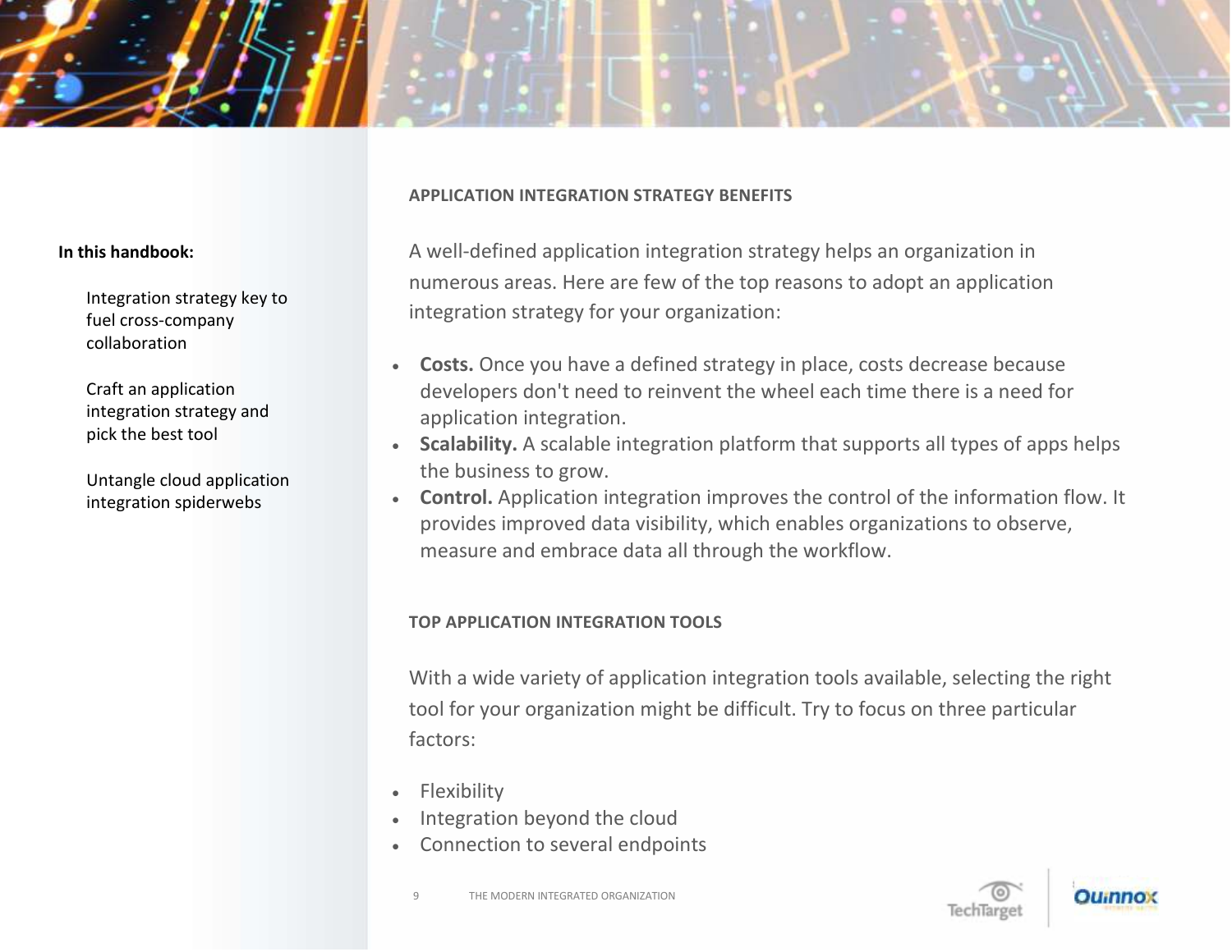**In this handbook:**

Integration strategy key to fuel cross-company collaboration

Craft an application integration strategy and pick the best tool

Untangle cloud application integration spiderwebs

## APPLICATION INTEGRATION STRATEGY BENEFITS

A well-defined application integration strategy helps an organization in numerous areas. Here are few of the top reasons to adopt an application integration strategy for your organization:

- **Costs.** Once you have a defined strategy in place, costs decrease because developers don't need to reinvent the wheel each time there is a need for application integration.
- **Scalability.** A scalable integration platform that supports all types of apps helps the business to grow.
- **Control.** Application integration improves the control of the information flow. It provides improved data visibility, which enables organizations to observe, measure and embrace data all through the workflow.

## TOP APPLICATION INTEGRATION TOOLS

With a wide variety of application integration tools available, selecting the right tool for your organization might be difficult. Try to focus on three particular factors:

- Flexibility
- Integration beyond the cloud
- Connection to several endpoints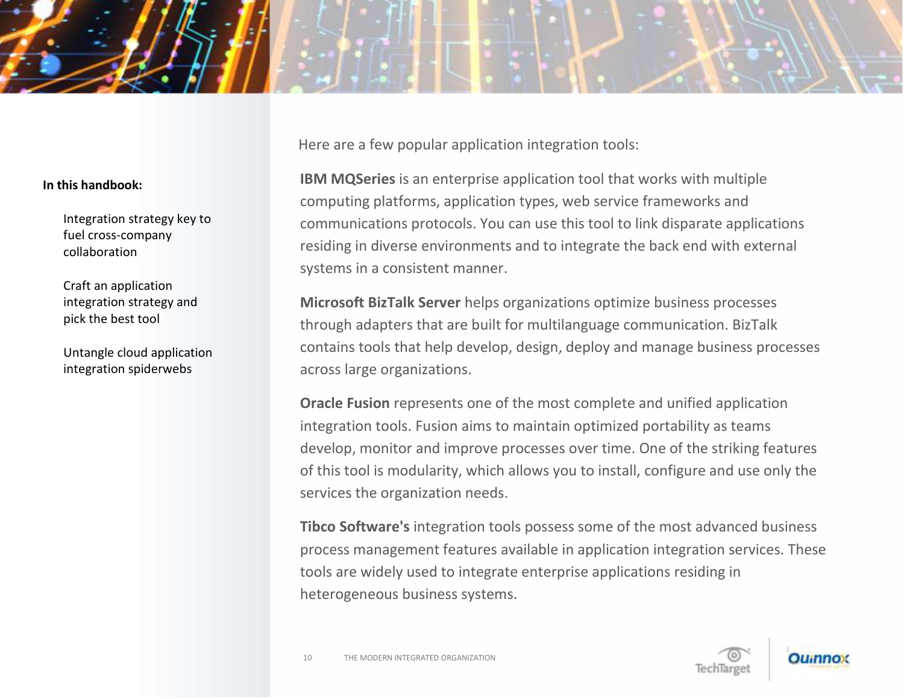Here are a few popular application integration tools:

**IBM MQSeries** is an enterprise application tool that works with multiple computing platforms, application types, web service frameworks and communications protocols. You can use this tool to link disparate applications residing in diverse environments and to integrate the back end with external systems in a consistent manner.

**Microsoft BizTalk Server** helps organizations optimize business processes through adapters that are built for multilanguage communication. BizTalk contains tools that help develop, design, deploy and manage business processes across large organizations.

**Oracle Fusion** represents one of the most complete and unified application integration tools. Fusion aims to maintain optimized portability as teams develop, monitor and improve processes over time. One of the striking features of this tool is modularity, which allows you to install, configure and use only the services the organization needs.

**Tibco Software's** integration tools possess some of the most advanced business process management features available in application integration services. These tools are widely used to integrate enterprise applications residing in heterogeneous business systems.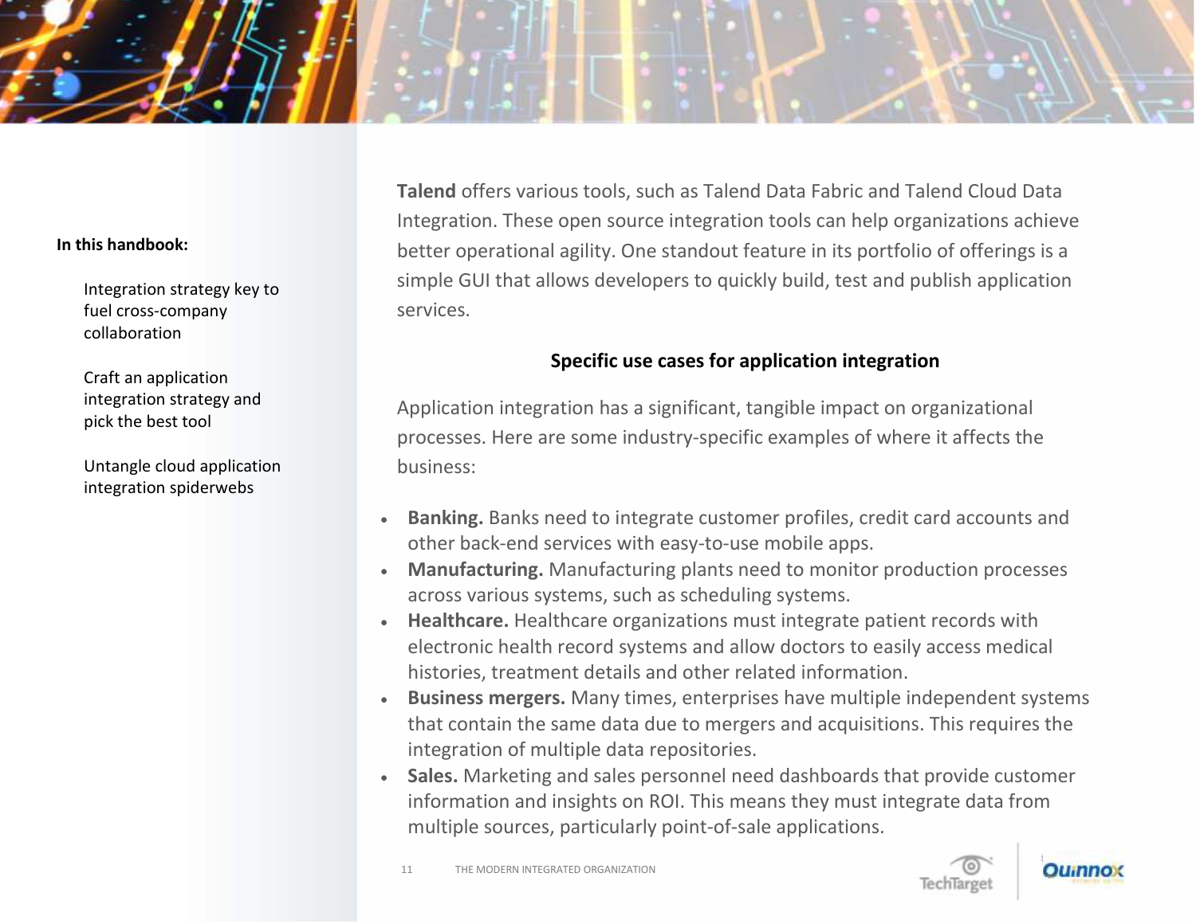**Talend** offers various tools, such as Talend Data Fabric and Talend Cloud Data Integration. These open source integration tools can help organizations achieve better operational agility. One standout feature in its portfolio of offerings is a simple GUI that allows developers to quickly build, test and publish application services.

### Specific use cases for application integration

Application integration has a significant, tangible impact on organizational processes. Here are some industry-specific examples of where it affects the business:

- **Banking.** Banks need to integrate customer profiles, credit card accounts and other back-end services with easy-to-use mobile apps.
- **Manufacturing.** Manufacturing plants need to monitor production processes across various systems, such as scheduling systems.
- **Healthcare.** Healthcare organizations must integrate patient records with electronic health record systems and allow doctors to easily access medical histories, treatment details and other related information.
- **Business mergers.** Many times, enterprises have multiple independent systems that contain the same data due to mergers and acquisitions. This requires the integration of multiple data repositories.
- **Sales.** Marketing and sales personnel need dashboards that provide customer information and insights on ROI. This means they must integrate data from multiple sources, particularly point-of-sale applications.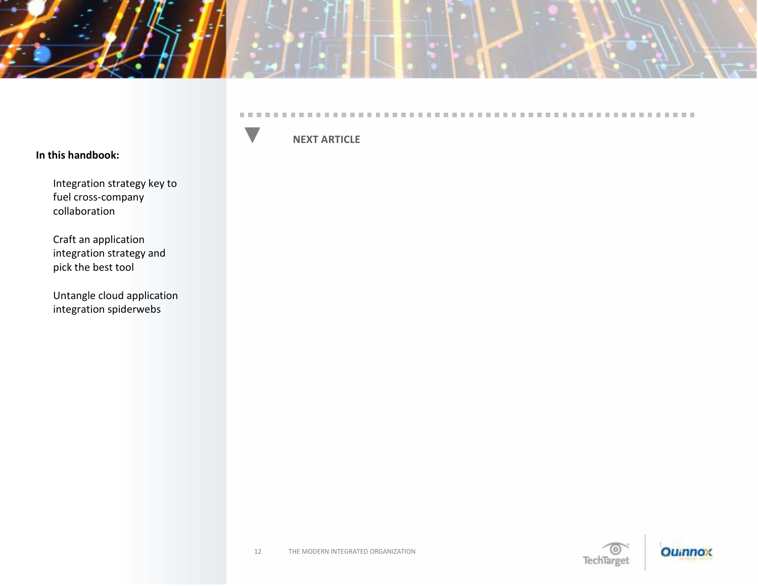**In this handbook:**

Integration strategy key to fuel cross-company collaboration

Craft an application integration strategy and pick the best tool

Untangle cloud application integration spiderwebs

**NEXT ARTICLE**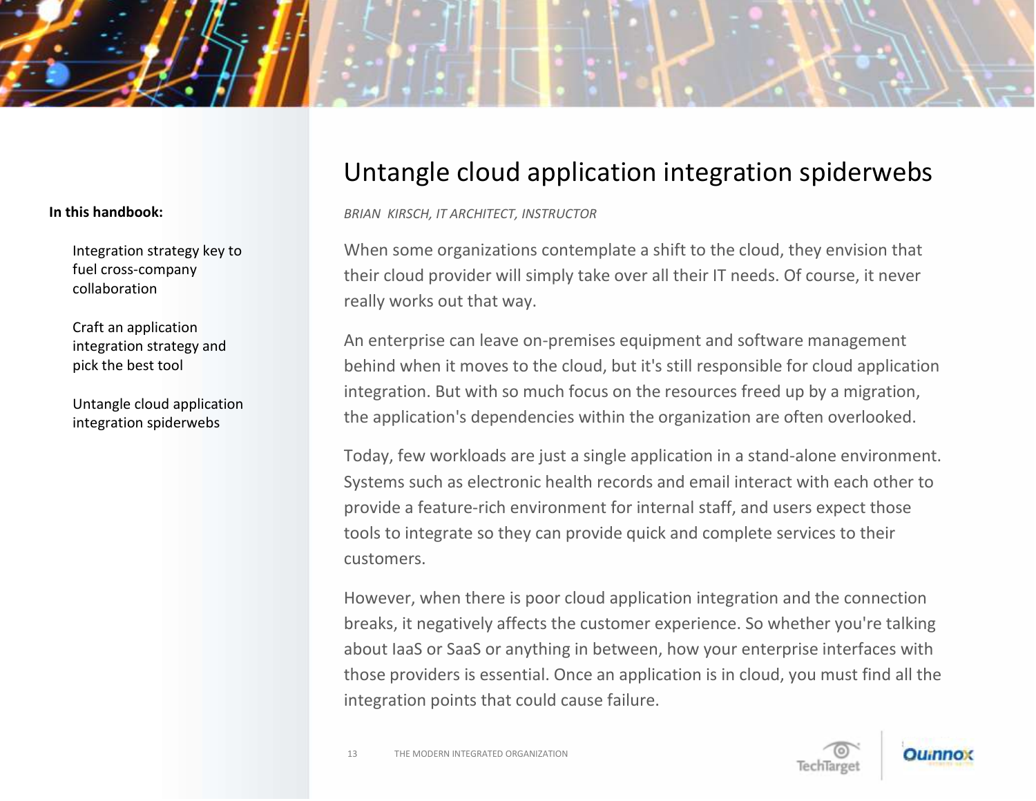# Untangle cloud application integration spiderwebs

*BRIAN KIRSCH, IT ARCHITECT, INSTRUCTOR*

When some organizations contemplate a shift to the cloud, they envision that their cloud provider will simply take over all their IT needs. Of course, it never really works out that way.

An enterprise can leave on-premises equipment and software management behind when it moves to the cloud, but it's still responsible for cloud application integration. But with so much focus on the resources freed up by a migration, the application's dependencies within the organization are often overlooked.

Today, few workloads are just a single application in a stand-alone environment. Systems such as electronic health records and email interact with each other to provide a feature-rich environment for internal staff, and users expect those tools to integrate so they can provide quick and complete services to their customers.

However, when there is poor cloud application integration and the connection breaks, it negatively affects the customer experience. So whether you're talking about IaaS or SaaS or anything in between, how your enterprise interfaces with those providers is essential. Once an application is in cloud, you must find all the integration points that could cause failure.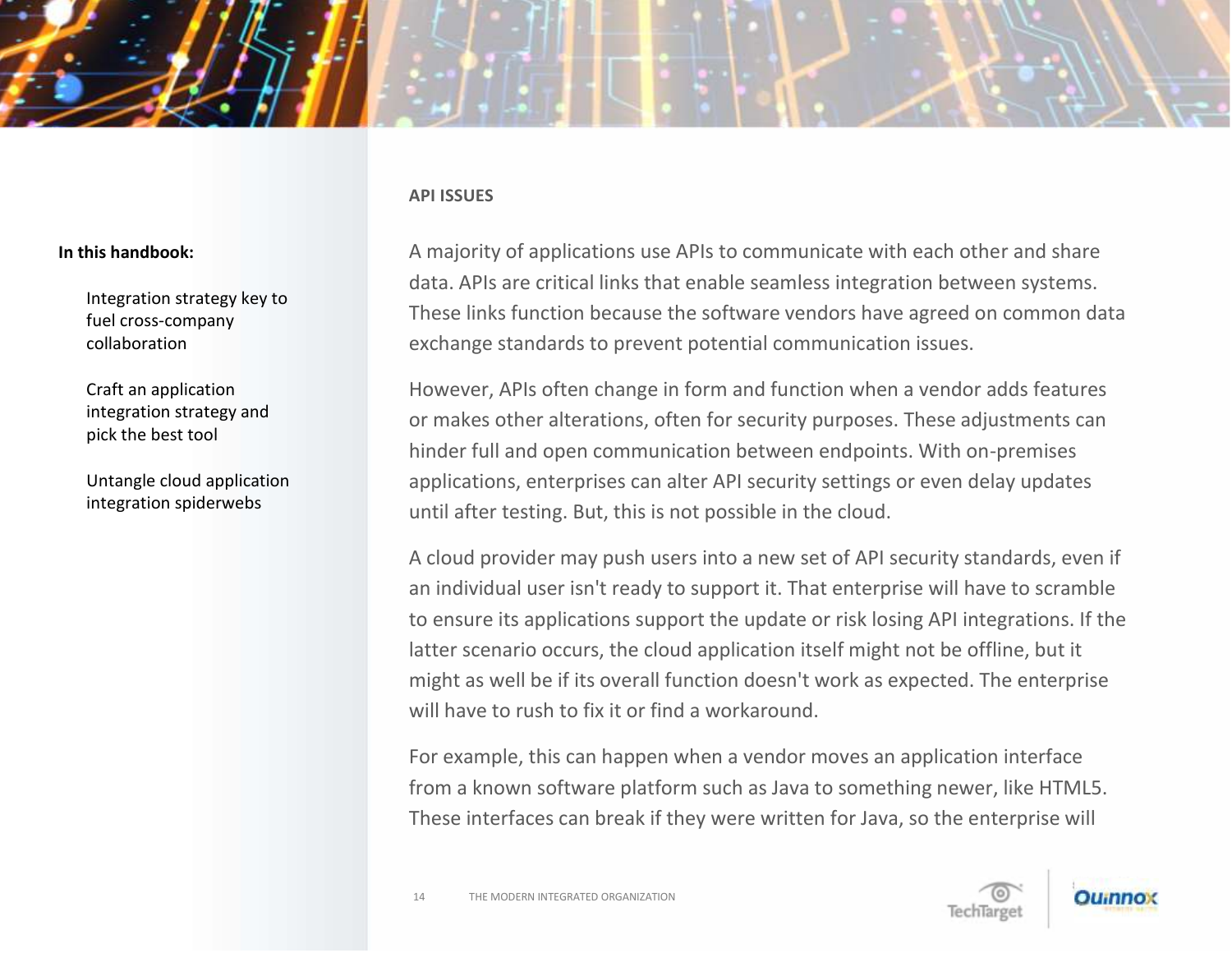In this handbook:

- Integration strategy key to fuel cross-company collaboration
- Craft an application integration strategy and pick the best tool
- Untangle cloud application integration spiderwebs

### API ISSUES

A majority of applications use APIs to communicate with each other and share data. APIs are critical links that enable seamless integration between systems. These links function because the software vendors have agreed on common data exchange standards to prevent potential communication issues.

However, APIs often change in form and function when a vendor adds features or makes other alterations, often for security purposes. These adjustments can hinder full and open communication between endpoints. With on-premises applications, enterprises can alter API security settings or even delay updates until after testing. But, this is not possible in the cloud.

A cloud provider may push users into a new set of API security standards, even if an individual user isn't ready to support it. That enterprise will have to scramble to ensure its applications support the update or risk losing API integrations. If the latter scenario occurs, the cloud application itself might not be offline, but it might as well be if its overall function doesn't work as expected. The enterprise will have to rush to fix it or find a workaround.

For example, this can happen when a vendor moves an application interface from a known software platform such as Java to something newer, like HTML5. These interfaces can break if they were written for Java, so the enterprise will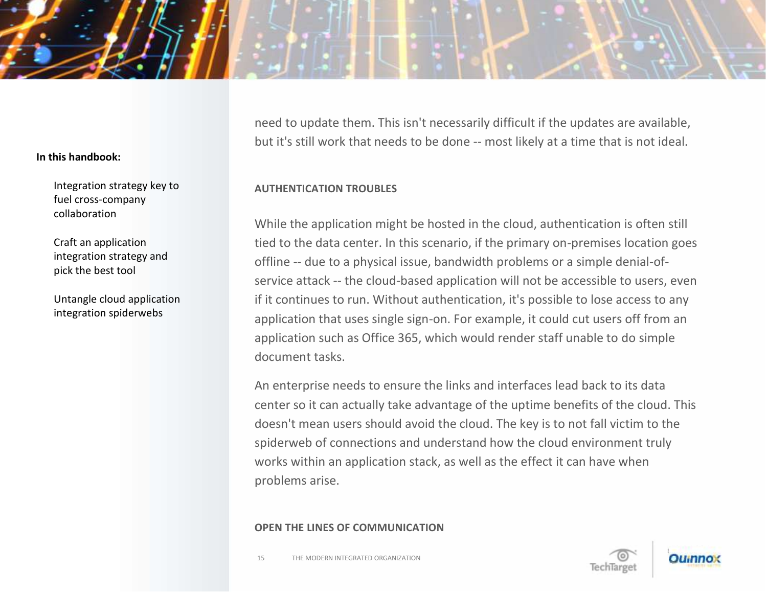need to update them. This isn't necessarily difficult if the updates are available, but it's still work that needs to be done -- most likely at a time that is not ideal.

### AUTHENTICATION TROUBLES

While the application might be hosted in the cloud, authentication is often still tied to the data center. In this scenario, if the primary on-premises location goes offline -- due to a physical issue, bandwidth problems or a simple denial-of-service attack -- the cloud-based application will not be accessible to users, even if it continues to run. Without authentication, it's possible to lose access to any application that uses single sign-on. For example, it could cut users off from an application such as Office 365, which would render staff unable to do simple document tasks.

An enterprise needs to ensure the links and interfaces lead back to its data center so it can actually take advantage of the uptime benefits of the cloud. This doesn't mean users should avoid the cloud. The key is to not fall victim to the spiderweb of connections and understand how the cloud environment truly works within an application stack, as well as the effect it can have when problems arise.

### OPEN THE LINES OF COMMUNICATION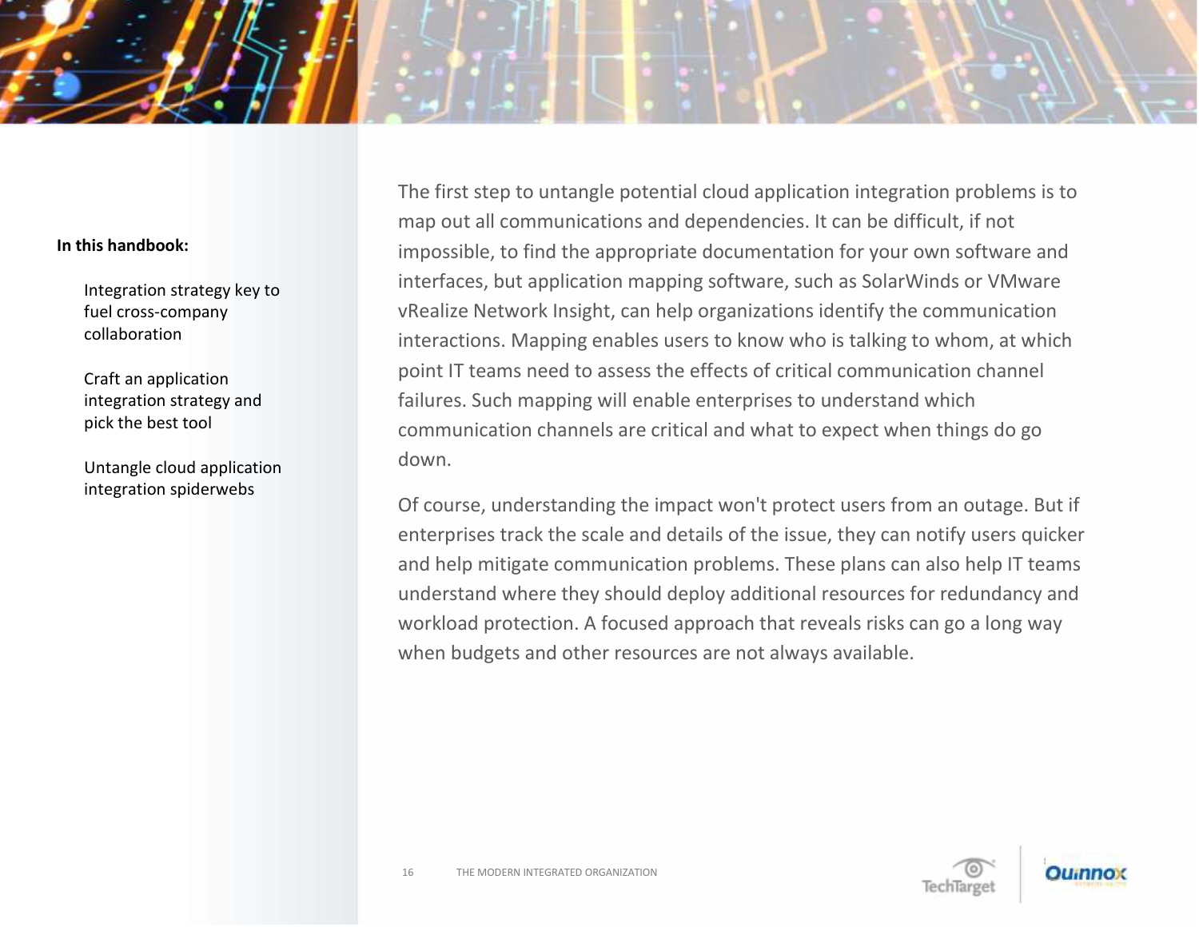**In this handbook:**

- Integration strategy key to fuel cross-company collaboration
- Craft an application integration strategy and pick the best tool
- Untangle cloud application integration spiderwebs

The first step to untangle potential cloud application integration problems is to map out all communications and dependencies. It can be difficult, if not impossible, to find the appropriate documentation for your own software and interfaces, but application mapping software, such as SolarWinds or VMware vRealize Network Insight, can help organizations identify the communication interactions. Mapping enables users to know who is talking to whom, at which point IT teams need to assess the effects of critical communication channel failures. Such mapping will enable enterprises to understand which communication channels are critical and what to expect when things do go down.

Of course, understanding the impact won't protect users from an outage. But if enterprises track the scale and details of the issue, they can notify users quicker and help mitigate communication problems. These plans can also help IT teams understand where they should deploy additional resources for redundancy and workload protection. A focused approach that reveals risks can go a long way when budgets and other resources are not always available.